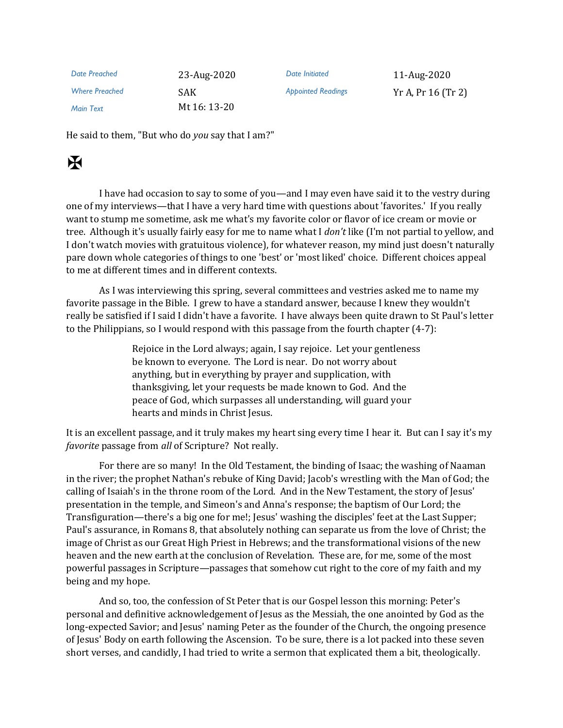| Date Preached | 23-Aug-2020 | Date Initiated | 11-Aug-2020 |
|---|---|---|---|
| Where Preached | SAK | Appointed Readings | Yr A, Pr 16 (Tr 2) |
| Main Text | Mt 16: 13-20 | | |

He said to them, "But who do *you* say that I am?"

✠

I have had occasion to say to some of you—and I may even have said it to the vestry during one of my interviews—that I have a very hard time with questions about 'favorites.' If you really want to stump me sometime, ask me what's my favorite color or flavor of ice cream or movie or tree. Although it's usually fairly easy for me to name what I *don't* like (I'm not partial to yellow, and I don't watch movies with gratuitous violence), for whatever reason, my mind just doesn't naturally pare down whole categories of things to one 'best' or 'most liked' choice. Different choices appeal to me at different times and in different contexts.

As I was interviewing this spring, several committees and vestries asked me to name my favorite passage in the Bible. I grew to have a standard answer, because I knew they wouldn't really be satisfied if I said I didn't have a favorite. I have always been quite drawn to St Paul's letter to the Philippians, so I would respond with this passage from the fourth chapter (4-7):

> Rejoice in the Lord always; again, I say rejoice. Let your gentleness be known to everyone. The Lord is near. Do not worry about anything, but in everything by prayer and supplication, with thanksgiving, let your requests be made known to God. And the peace of God, which surpasses all understanding, will guard your hearts and minds in Christ Jesus.

It is an excellent passage, and it truly makes my heart sing every time I hear it. But can I say it's my *favorite* passage from *all* of Scripture? Not really.

For there are so many! In the Old Testament, the binding of Isaac; the washing of Naaman in the river; the prophet Nathan's rebuke of King David; Jacob's wrestling with the Man of God; the calling of Isaiah's in the throne room of the Lord. And in the New Testament, the story of Jesus' presentation in the temple, and Simeon's and Anna's response; the baptism of Our Lord; the Transfiguration—there's a big one for me!; Jesus' washing the disciples' feet at the Last Supper; Paul's assurance, in Romans 8, that absolutely nothing can separate us from the love of Christ; the image of Christ as our Great High Priest in Hebrews; and the transformational visions of the new heaven and the new earth at the conclusion of Revelation. These are, for me, some of the most powerful passages in Scripture—passages that somehow cut right to the core of my faith and my being and my hope.

And so, too, the confession of St Peter that is our Gospel lesson this morning: Peter's personal and definitive acknowledgement of Jesus as the Messiah, the one anointed by God as the long-expected Savior; and Jesus' naming Peter as the founder of the Church, the ongoing presence of Jesus' Body on earth following the Ascension. To be sure, there is a lot packed into these seven short verses, and candidly, I had tried to write a sermon that explicated them a bit, theologically.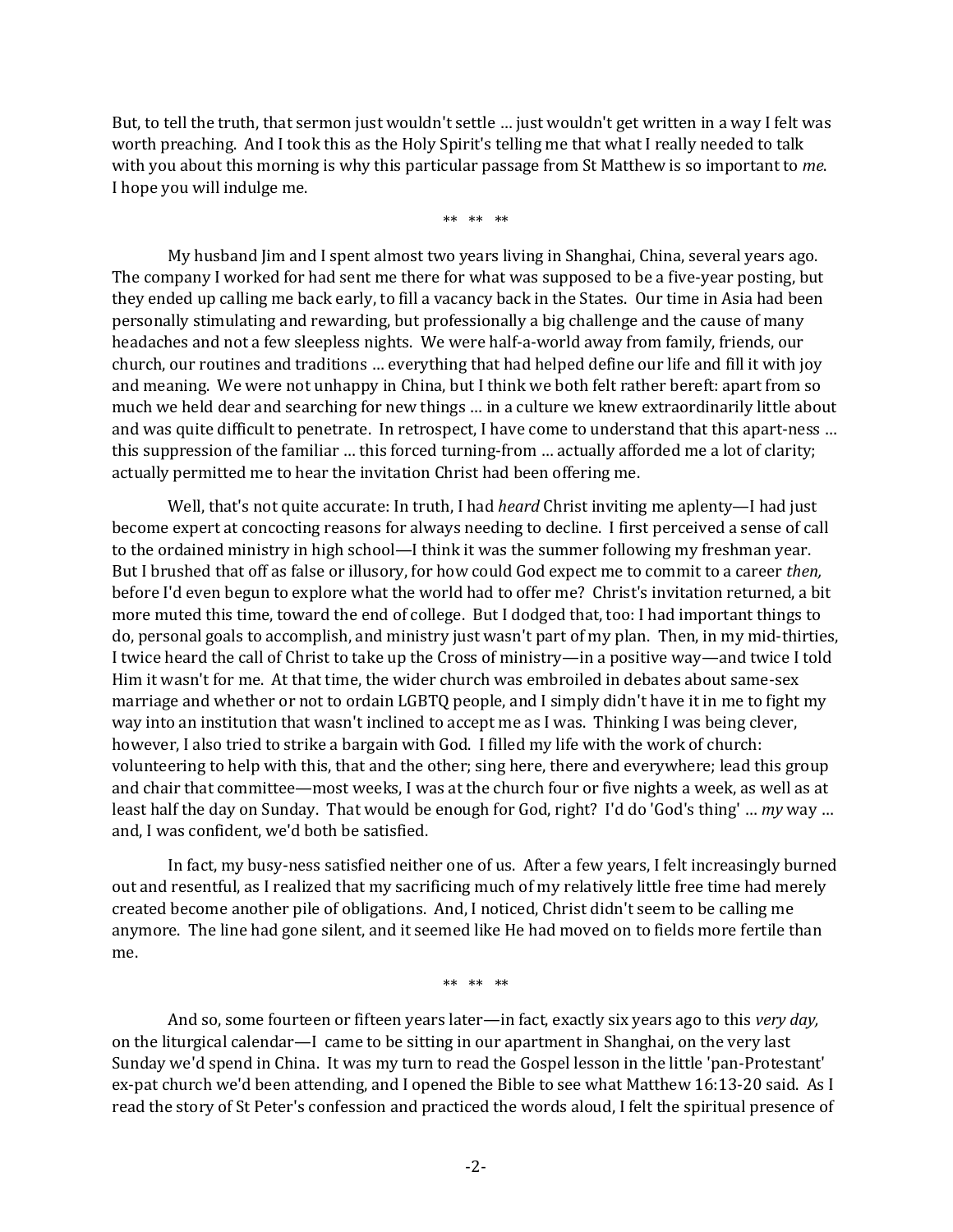But, to tell the truth, that sermon just wouldn't settle … just wouldn't get written in a way I felt was worth preaching. And I took this as the Holy Spirit's telling me that what I really needed to talk with you about this morning is why this particular passage from St Matthew is so important to *me*. I hope you will indulge me.

** ** **

My husband Jim and I spent almost two years living in Shanghai, China, several years ago. The company I worked for had sent me there for what was supposed to be a five-year posting, but they ended up calling me back early, to fill a vacancy back in the States. Our time in Asia had been personally stimulating and rewarding, but professionally a big challenge and the cause of many headaches and not a few sleepless nights. We were half-a-world away from family, friends, our church, our routines and traditions … everything that had helped define our life and fill it with joy and meaning. We were not unhappy in China, but I think we both felt rather bereft: apart from so much we held dear and searching for new things … in a culture we knew extraordinarily little about and was quite difficult to penetrate. In retrospect, I have come to understand that this apart-ness … this suppression of the familiar … this forced turning-from … actually afforded me a lot of clarity; actually permitted me to hear the invitation Christ had been offering me.

Well, that's not quite accurate: In truth, I had *heard* Christ inviting me aplenty—I had just become expert at concocting reasons for always needing to decline. I first perceived a sense of call to the ordained ministry in high school—I think it was the summer following my freshman year. But I brushed that off as false or illusory, for how could God expect me to commit to a career *then,* before I'd even begun to explore what the world had to offer me? Christ's invitation returned, a bit more muted this time, toward the end of college. But I dodged that, too: I had important things to do, personal goals to accomplish, and ministry just wasn't part of my plan. Then, in my mid-thirties, I twice heard the call of Christ to take up the Cross of ministry—in a positive way—and twice I told Him it wasn't for me. At that time, the wider church was embroiled in debates about same-sex marriage and whether or not to ordain LGBTQ people, and I simply didn't have it in me to fight my way into an institution that wasn't inclined to accept me as I was. Thinking I was being clever, however, I also tried to strike a bargain with God. I filled my life with the work of church: volunteering to help with this, that and the other; sing here, there and everywhere; lead this group and chair that committee—most weeks, I was at the church four or five nights a week, as well as at least half the day on Sunday. That would be enough for God, right? I'd do 'God's thing' … *my* way … and, I was confident, we'd both be satisfied.

In fact, my busy-ness satisfied neither one of us. After a few years, I felt increasingly burned out and resentful, as I realized that my sacrificing much of my relatively little free time had merely created become another pile of obligations. And, I noticed, Christ didn't seem to be calling me anymore. The line had gone silent, and it seemed like He had moved on to fields more fertile than me.

** ** **

And so, some fourteen or fifteen years later—in fact, exactly six years ago to this *very day,* on the liturgical calendar—I came to be sitting in our apartment in Shanghai, on the very last Sunday we'd spend in China. It was my turn to read the Gospel lesson in the little 'pan-Protestant' ex-pat church we'd been attending, and I opened the Bible to see what Matthew 16:13-20 said. As I read the story of St Peter's confession and practiced the words aloud, I felt the spiritual presence of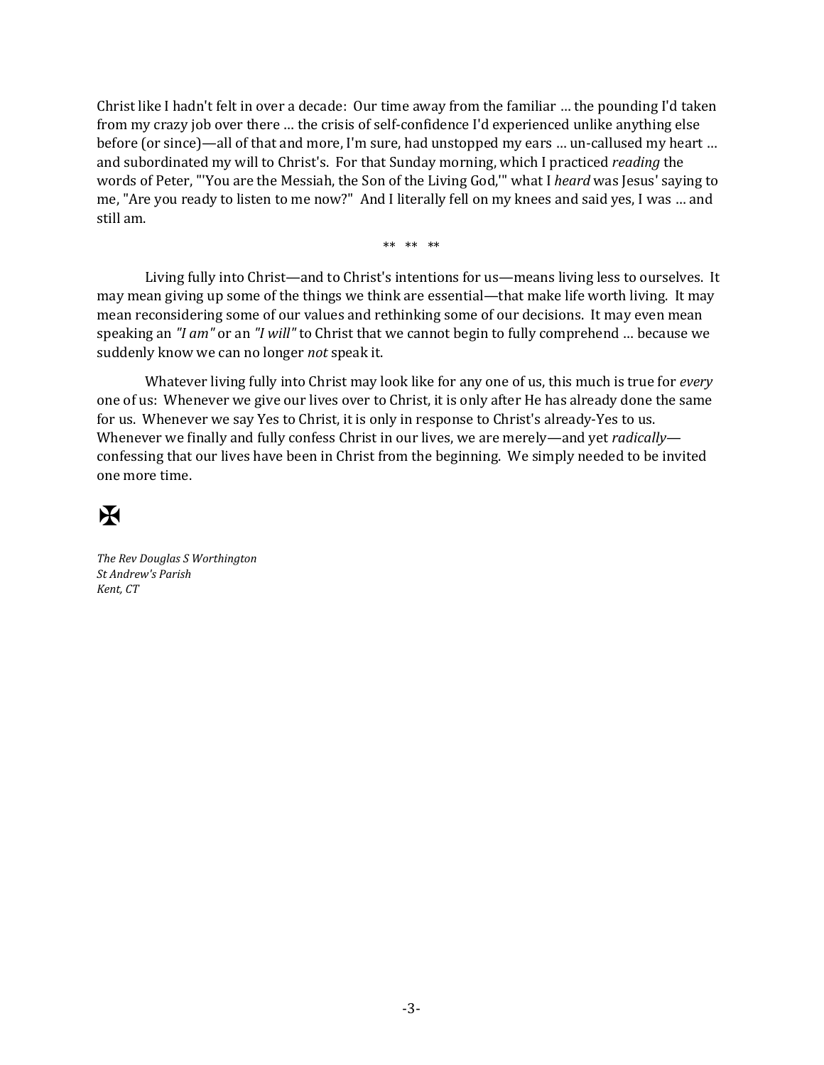Christ like I hadn't felt in over a decade: Our time away from the familiar … the pounding I'd taken from my crazy job over there … the crisis of self-confidence I'd experienced unlike anything else before (or since)—all of that and more, I'm sure, had unstopped my ears … un-callused my heart … and subordinated my will to Christ's. For that Sunday morning, which I practiced *reading* the words of Peter, "'You are the Messiah, the Son of the Living God,'" what I *heard* was Jesus' saying to me, "Are you ready to listen to me now?" And I literally fell on my knees and said yes, I was … and still am.

** ** **

Living fully into Christ—and to Christ's intentions for us—means living less to ourselves. It may mean giving up some of the things we think are essential—that make life worth living. It may mean reconsidering some of our values and rethinking some of our decisions. It may even mean speaking an *"I am"* or an *"I will"* to Christ that we cannot begin to fully comprehend … because we suddenly know we can no longer *not* speak it.

Whatever living fully into Christ may look like for any one of us, this much is true for *every* one of us: Whenever we give our lives over to Christ, it is only after He has already done the same for us. Whenever we say Yes to Christ, it is only in response to Christ's already-Yes to us. Whenever we finally and fully confess Christ in our lives, we are merely—and yet *radically*—confessing that our lives have been in Christ from the beginning. We simply needed to be invited one more time.

✠

*The Rev Douglas S Worthington*
*St Andrew's Parish*
*Kent, CT*